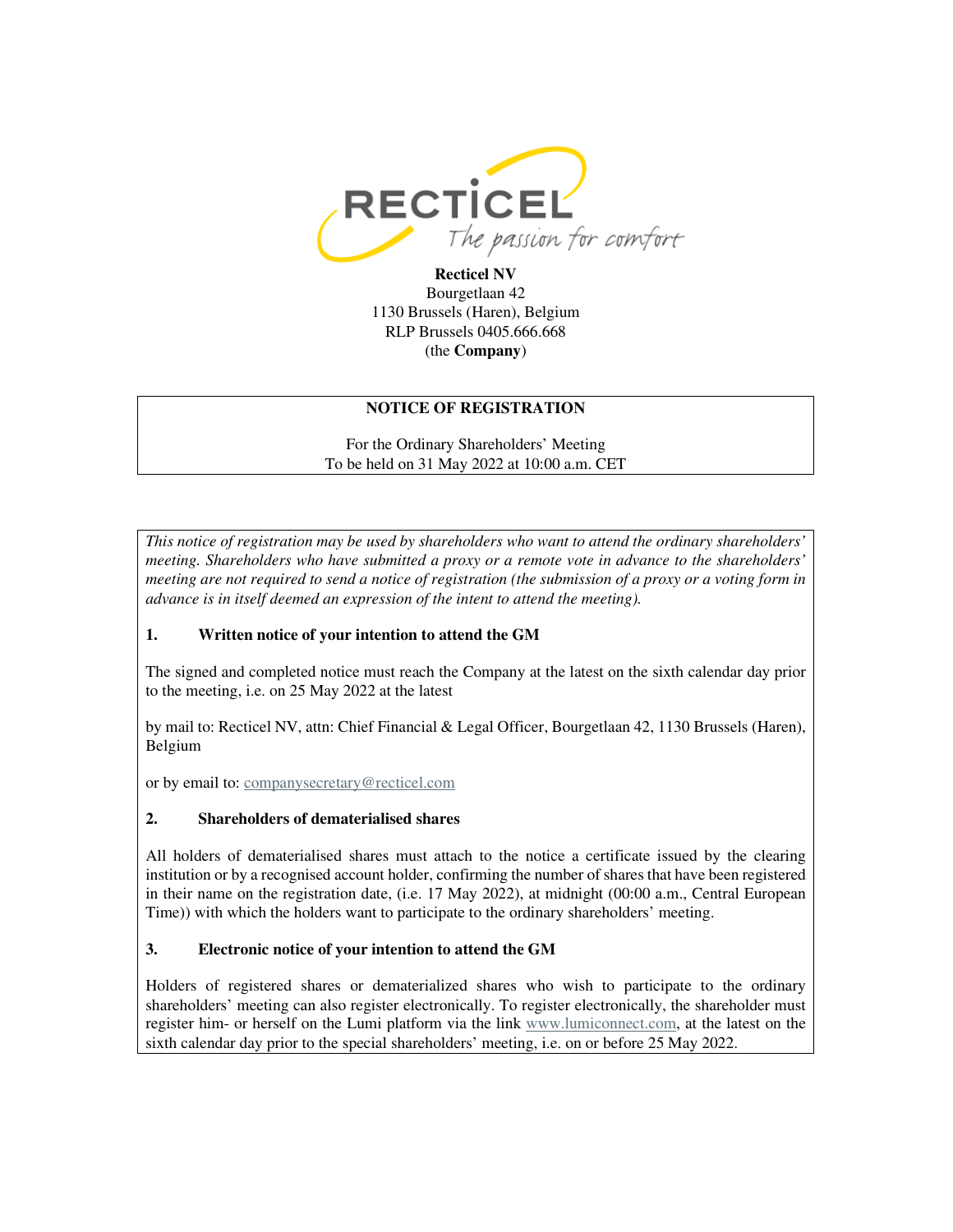**Recticel NV**
Bourgetlaan 42
1130 Brussels (Haren), Belgium
RLP Brussels 0405.666.668
(the **Company**)

**NOTICE OF REGISTRATION**

For the Ordinary Shareholders' Meeting
To be held on 31 May 2022 at 10:00 a.m. CET

*This notice of registration may be used by shareholders who want to attend the ordinary shareholders' meeting. Shareholders who have submitted a proxy or a remote vote in advance to the shareholders' meeting are not required to send a notice of registration (the submission of a proxy or a voting form in advance is in itself deemed an expression of the intent to attend the meeting).*

**1. Written notice of your intention to attend the GM**

The signed and completed notice must reach the Company at the latest on the sixth calendar day prior to the meeting, i.e. on 25 May 2022 at the latest

by mail to: Recticel NV, attn: Chief Financial & Legal Officer, Bourgetlaan 42, 1130 Brussels (Haren), Belgium

or by email to: companysecretary@recticel.com

**2. Shareholders of dematerialised shares**

All holders of dematerialised shares must attach to the notice a certificate issued by the clearing institution or by a recognised account holder, confirming the number of shares that have been registered in their name on the registration date, (i.e. 17 May 2022), at midnight (00:00 a.m., Central European Time)) with which the holders want to participate to the ordinary shareholders' meeting.

**3. Electronic notice of your intention to attend the GM**

Holders of registered shares or dematerialized shares who wish to participate to the ordinary shareholders' meeting can also register electronically. To register electronically, the shareholder must register him- or herself on the Lumi platform via the link www.lumiconnect.com, at the latest on the sixth calendar day prior to the special shareholders' meeting, i.e. on or before 25 May 2022.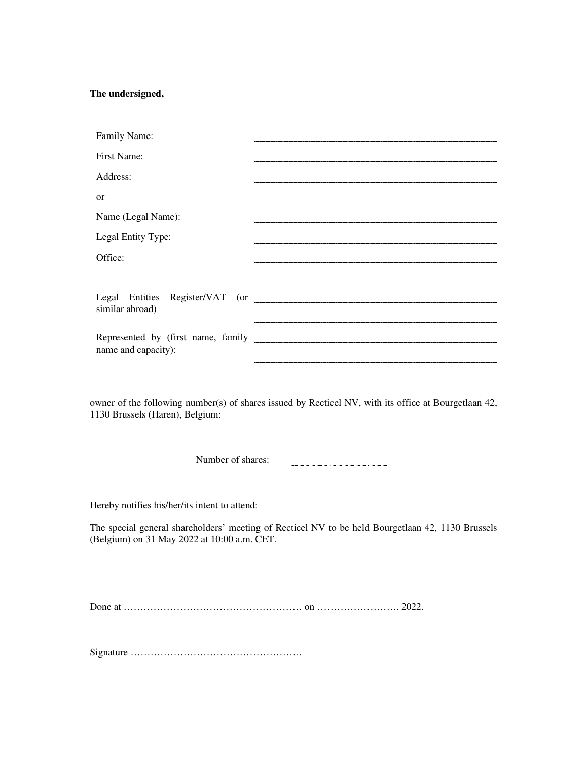**The undersigned,**

| | |
|---|---|
| Family Name: | \_\_\_\_\_\_\_\_\_\_\_\_\_\_\_\_\_\_\_\_\_\_\_\_\_\_\_\_\_\_\_\_\_\_\_\_\_\_\_\_ |
| First Name: | \_\_\_\_\_\_\_\_\_\_\_\_\_\_\_\_\_\_\_\_\_\_\_\_\_\_\_\_\_\_\_\_\_\_\_\_\_\_\_\_ |
| Address: | \_\_\_\_\_\_\_\_\_\_\_\_\_\_\_\_\_\_\_\_\_\_\_\_\_\_\_\_\_\_\_\_\_\_\_\_\_\_\_\_ |
| or | |
| Name (Legal Name): | \_\_\_\_\_\_\_\_\_\_\_\_\_\_\_\_\_\_\_\_\_\_\_\_\_\_\_\_\_\_\_\_\_\_\_\_\_\_\_\_ |
| Legal Entity Type: | \_\_\_\_\_\_\_\_\_\_\_\_\_\_\_\_\_\_\_\_\_\_\_\_\_\_\_\_\_\_\_\_\_\_\_\_\_\_\_\_ |
| Office: | \_\_\_\_\_\_\_\_\_\_\_\_\_\_\_\_\_\_\_\_\_\_\_\_\_\_\_\_\_\_\_\_\_\_\_\_\_\_\_\_ |
| | \_\_\_\_\_\_\_\_\_\_\_\_\_\_\_\_\_\_\_\_\_\_\_\_\_\_\_\_\_\_\_\_\_\_\_\_\_\_\_\_ |
| Legal Entities Register/VAT (or similar abroad) | \_\_\_\_\_\_\_\_\_\_\_\_\_\_\_\_\_\_\_\_\_\_\_\_\_\_\_\_\_\_\_\_\_\_\_\_\_\_\_\_ |
| | \_\_\_\_\_\_\_\_\_\_\_\_\_\_\_\_\_\_\_\_\_\_\_\_\_\_\_\_\_\_\_\_\_\_\_\_\_\_\_\_ |
| Represented by (first name, family name and capacity): | \_\_\_\_\_\_\_\_\_\_\_\_\_\_\_\_\_\_\_\_\_\_\_\_\_\_\_\_\_\_\_\_\_\_\_\_\_\_\_\_ |
| | \_\_\_\_\_\_\_\_\_\_\_\_\_\_\_\_\_\_\_\_\_\_\_\_\_\_\_\_\_\_\_\_\_\_\_\_\_\_\_\_ |

owner of the following number(s) of shares issued by Recticel NV, with its office at Bourgetlaan 42, 1130 Brussels (Haren), Belgium:

Number of shares: ....................................

Hereby notifies his/her/its intent to attend:

The special general shareholders' meeting of Recticel NV to be held Bourgetlaan 42, 1130 Brussels (Belgium) on 31 May 2022 at 10:00 a.m. CET.

Done at ……………………………………………… on ……………………. 2022.

Signature …………………………………………….